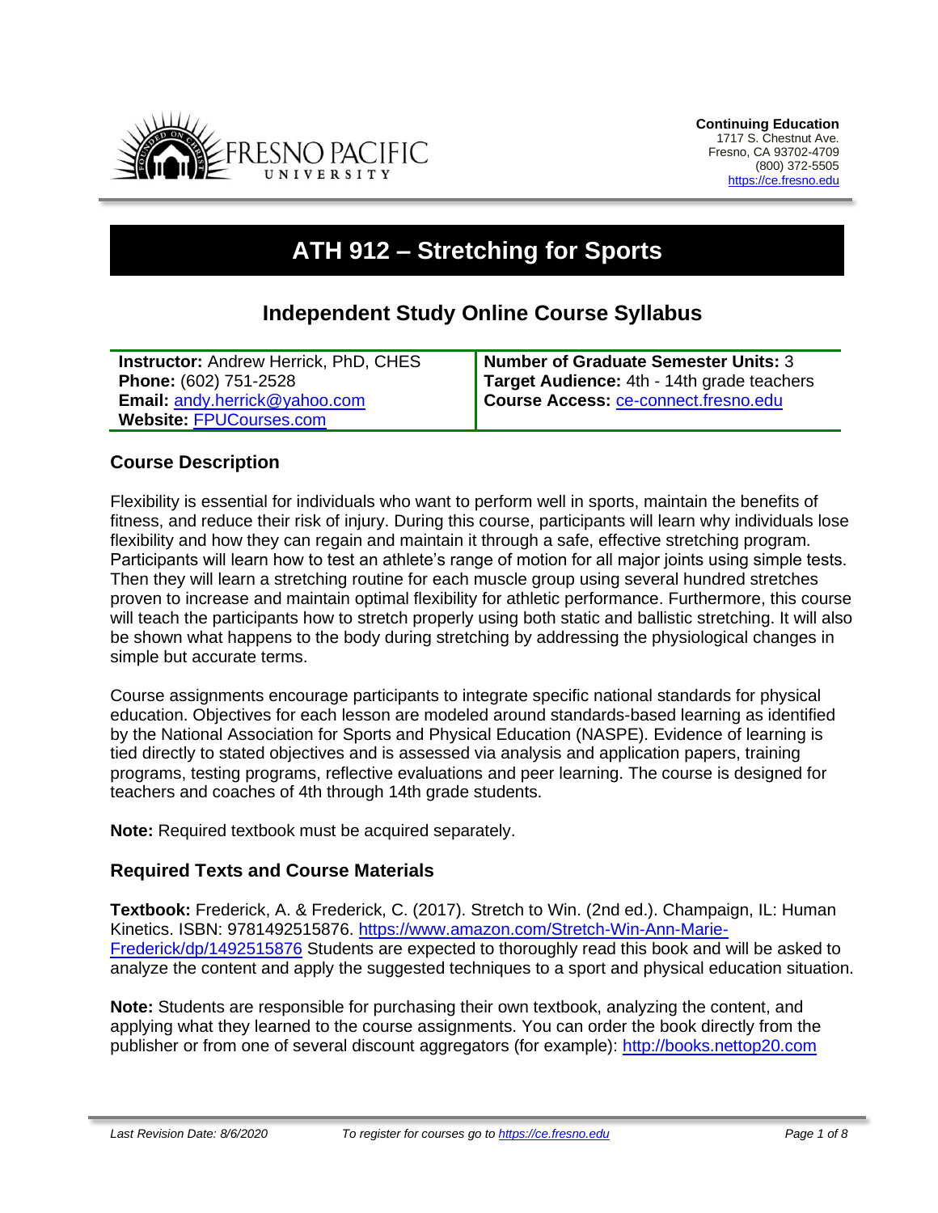**Continuing Education**
1717 S. Chestnut Ave.
Fresno, CA 93702-4709
(800) 372-5505
https://ce.fresno.edu

# ATH 912 – Stretching for Sports

## Independent Study Online Course Syllabus

| **Instructor:** Andrew Herrick, PhD, CHES<br>**Phone:** (602) 751-2528<br>**Email:** andy.herrick@yahoo.com<br>**Website:** FPUCourses.com | **Number of Graduate Semester Units:** 3<br>**Target Audience:** 4th - 14th grade teachers<br>**Course Access:** ce-connect.fresno.edu |
|---|---|

### Course Description

Flexibility is essential for individuals who want to perform well in sports, maintain the benefits of fitness, and reduce their risk of injury. During this course, participants will learn why individuals lose flexibility and how they can regain and maintain it through a safe, effective stretching program. Participants will learn how to test an athlete's range of motion for all major joints using simple tests. Then they will learn a stretching routine for each muscle group using several hundred stretches proven to increase and maintain optimal flexibility for athletic performance. Furthermore, this course will teach the participants how to stretch properly using both static and ballistic stretching. It will also be shown what happens to the body during stretching by addressing the physiological changes in simple but accurate terms.

Course assignments encourage participants to integrate specific national standards for physical education. Objectives for each lesson are modeled around standards-based learning as identified by the National Association for Sports and Physical Education (NASPE). Evidence of learning is tied directly to stated objectives and is assessed via analysis and application papers, training programs, testing programs, reflective evaluations and peer learning. The course is designed for teachers and coaches of 4th through 14th grade students.

**Note:** Required textbook must be acquired separately.

### Required Texts and Course Materials

**Textbook:** Frederick, A. & Frederick, C. (2017). Stretch to Win. (2nd ed.). Champaign, IL: Human Kinetics. ISBN: 9781492515876. https://www.amazon.com/Stretch-Win-Ann-Marie-Frederick/dp/1492515876 Students are expected to thoroughly read this book and will be asked to analyze the content and apply the suggested techniques to a sport and physical education situation.

**Note:** Students are responsible for purchasing their own textbook, analyzing the content, and applying what they learned to the course assignments. You can order the book directly from the publisher or from one of several discount aggregators (for example): http://books.nettop20.com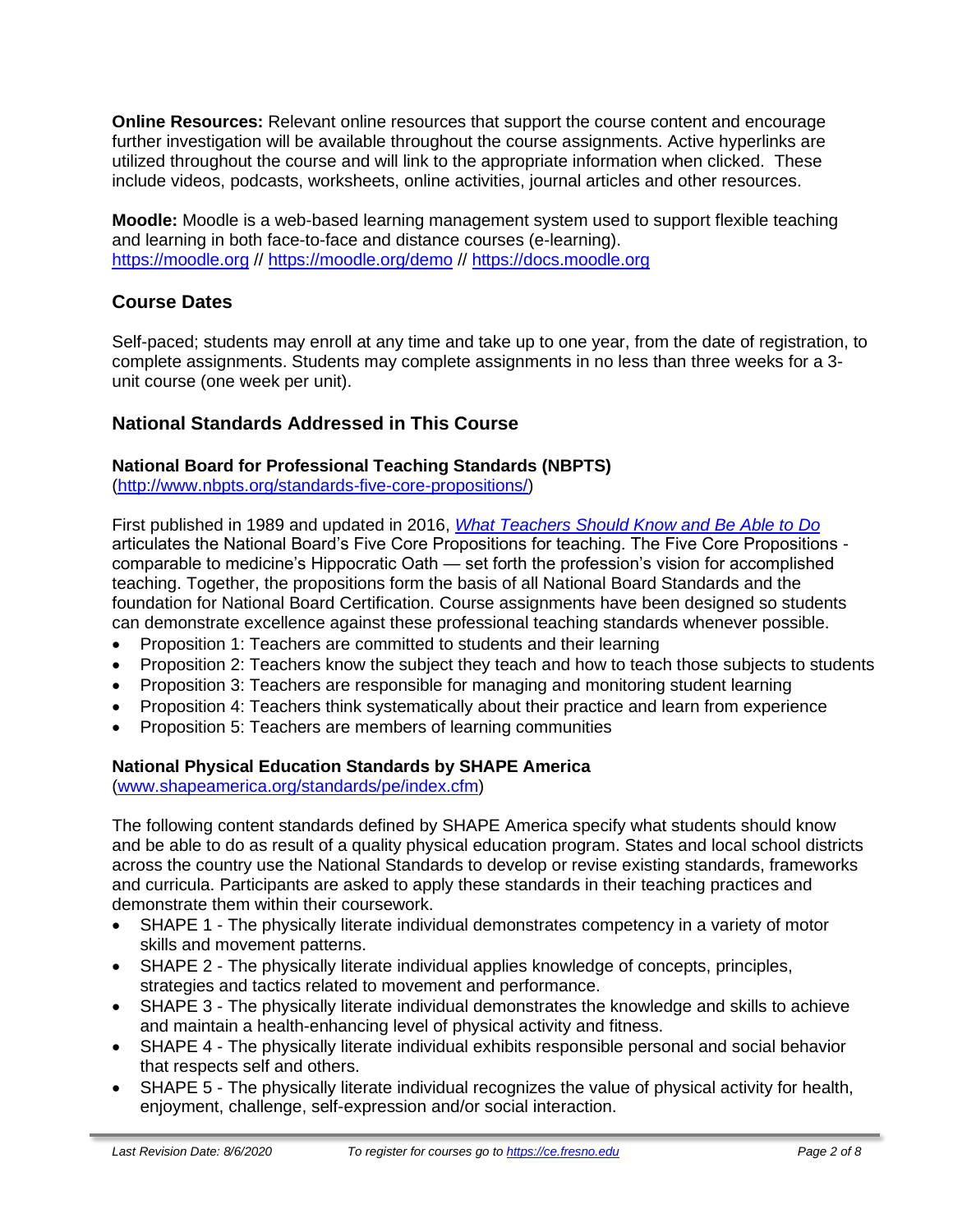**Online Resources:** Relevant online resources that support the course content and encourage further investigation will be available throughout the course assignments. Active hyperlinks are utilized throughout the course and will link to the appropriate information when clicked. These include videos, podcasts, worksheets, online activities, journal articles and other resources.

**Moodle:** Moodle is a web-based learning management system used to support flexible teaching and learning in both face-to-face and distance courses (e-learning). [https://moodle.org](https://moodle.org) // [https://moodle.org/demo](https://moodle.org/demo) // [https://docs.moodle.org](https://docs.moodle.org)

## Course Dates

Self-paced; students may enroll at any time and take up to one year, from the date of registration, to complete assignments. Students may complete assignments in no less than three weeks for a 3-unit course (one week per unit).

## National Standards Addressed in This Course

### National Board for Professional Teaching Standards (NBPTS)

([http://www.nbpts.org/standards-five-core-propositions/](http://www.nbpts.org/standards-five-core-propositions/))

First published in 1989 and updated in 2016, *What Teachers Should Know and Be Able to Do* articulates the National Board's Five Core Propositions for teaching. The Five Core Propositions - comparable to medicine's Hippocratic Oath — set forth the profession's vision for accomplished teaching. Together, the propositions form the basis of all National Board Standards and the foundation for National Board Certification. Course assignments have been designed so students can demonstrate excellence against these professional teaching standards whenever possible.

- Proposition 1: Teachers are committed to students and their learning
- Proposition 2: Teachers know the subject they teach and how to teach those subjects to students
- Proposition 3: Teachers are responsible for managing and monitoring student learning
- Proposition 4: Teachers think systematically about their practice and learn from experience
- Proposition 5: Teachers are members of learning communities

### National Physical Education Standards by SHAPE America

([www.shapeamerica.org/standards/pe/index.cfm](www.shapeamerica.org/standards/pe/index.cfm))

The following content standards defined by SHAPE America specify what students should know and be able to do as result of a quality physical education program. States and local school districts across the country use the National Standards to develop or revise existing standards, frameworks and curricula. Participants are asked to apply these standards in their teaching practices and demonstrate them within their coursework.

- SHAPE 1 - The physically literate individual demonstrates competency in a variety of motor skills and movement patterns.
- SHAPE 2 - The physically literate individual applies knowledge of concepts, principles, strategies and tactics related to movement and performance.
- SHAPE 3 - The physically literate individual demonstrates the knowledge and skills to achieve and maintain a health-enhancing level of physical activity and fitness.
- SHAPE 4 - The physically literate individual exhibits responsible personal and social behavior that respects self and others.
- SHAPE 5 - The physically literate individual recognizes the value of physical activity for health, enjoyment, challenge, self-expression and/or social interaction.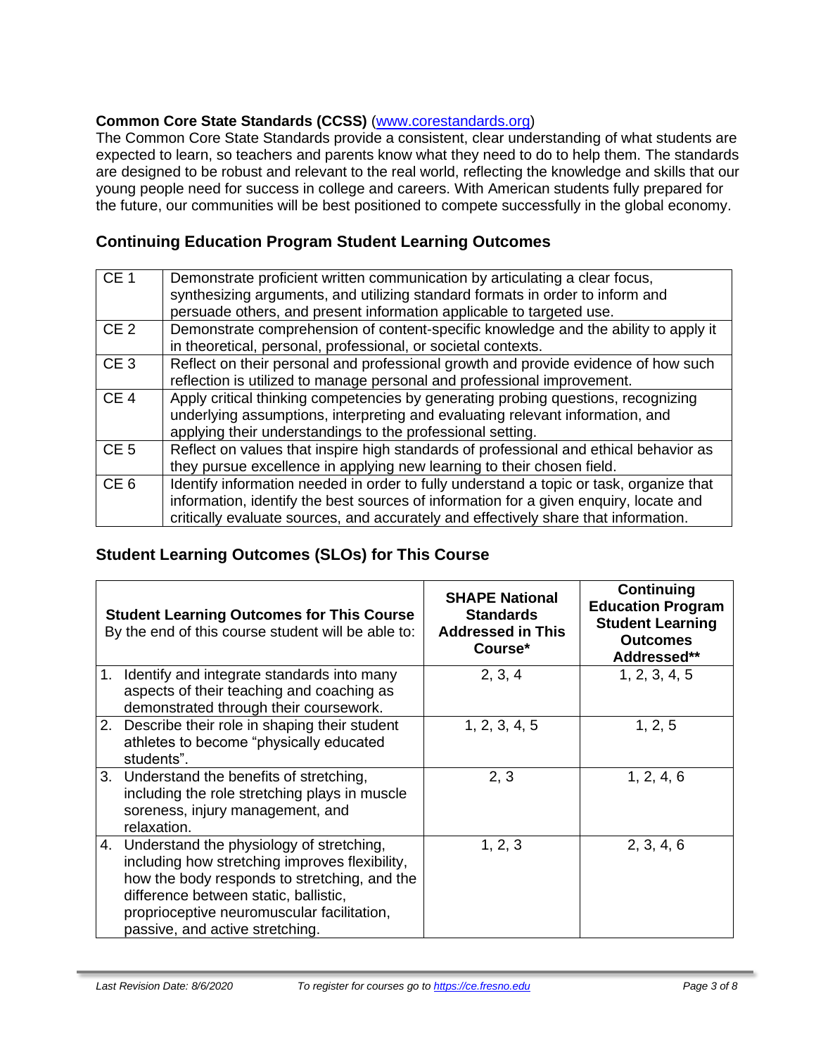**Common Core State Standards (CCSS)** ([www.corestandards.org](www.corestandards.org))
The Common Core State Standards provide a consistent, clear understanding of what students are expected to learn, so teachers and parents know what they need to do to help them. The standards are designed to be robust and relevant to the real world, reflecting the knowledge and skills that our young people need for success in college and careers. With American students fully prepared for the future, our communities will be best positioned to compete successfully in the global economy.

## Continuing Education Program Student Learning Outcomes

| | |
|---|---|
| CE 1 | Demonstrate proficient written communication by articulating a clear focus, synthesizing arguments, and utilizing standard formats in order to inform and persuade others, and present information applicable to targeted use. |
| CE 2 | Demonstrate comprehension of content-specific knowledge and the ability to apply it in theoretical, personal, professional, or societal contexts. |
| CE 3 | Reflect on their personal and professional growth and provide evidence of how such reflection is utilized to manage personal and professional improvement. |
| CE 4 | Apply critical thinking competencies by generating probing questions, recognizing underlying assumptions, interpreting and evaluating relevant information, and applying their understandings to the professional setting. |
| CE 5 | Reflect on values that inspire high standards of professional and ethical behavior as they pursue excellence in applying new learning to their chosen field. |
| CE 6 | Identify information needed in order to fully understand a topic or task, organize that information, identify the best sources of information for a given enquiry, locate and critically evaluate sources, and accurately and effectively share that information. |

## Student Learning Outcomes (SLOs) for This Course

| **Student Learning Outcomes for This Course** By the end of this course student will be able to: | **SHAPE National Standards Addressed in This Course*** | **Continuing Education Program Student Learning Outcomes Addressed**** |
|---|---|---|
| 1. Identify and integrate standards into many aspects of their teaching and coaching as demonstrated through their coursework. | 2, 3, 4 | 1, 2, 3, 4, 5 |
| 2. Describe their role in shaping their student athletes to become "physically educated students". | 1, 2, 3, 4, 5 | 1, 2, 5 |
| 3. Understand the benefits of stretching, including the role stretching plays in muscle soreness, injury management, and relaxation. | 2, 3 | 1, 2, 4, 6 |
| 4. Understand the physiology of stretching, including how stretching improves flexibility, how the body responds to stretching, and the difference between static, ballistic, proprioceptive neuromuscular facilitation, passive, and active stretching. | 1, 2, 3 | 2, 3, 4, 6 |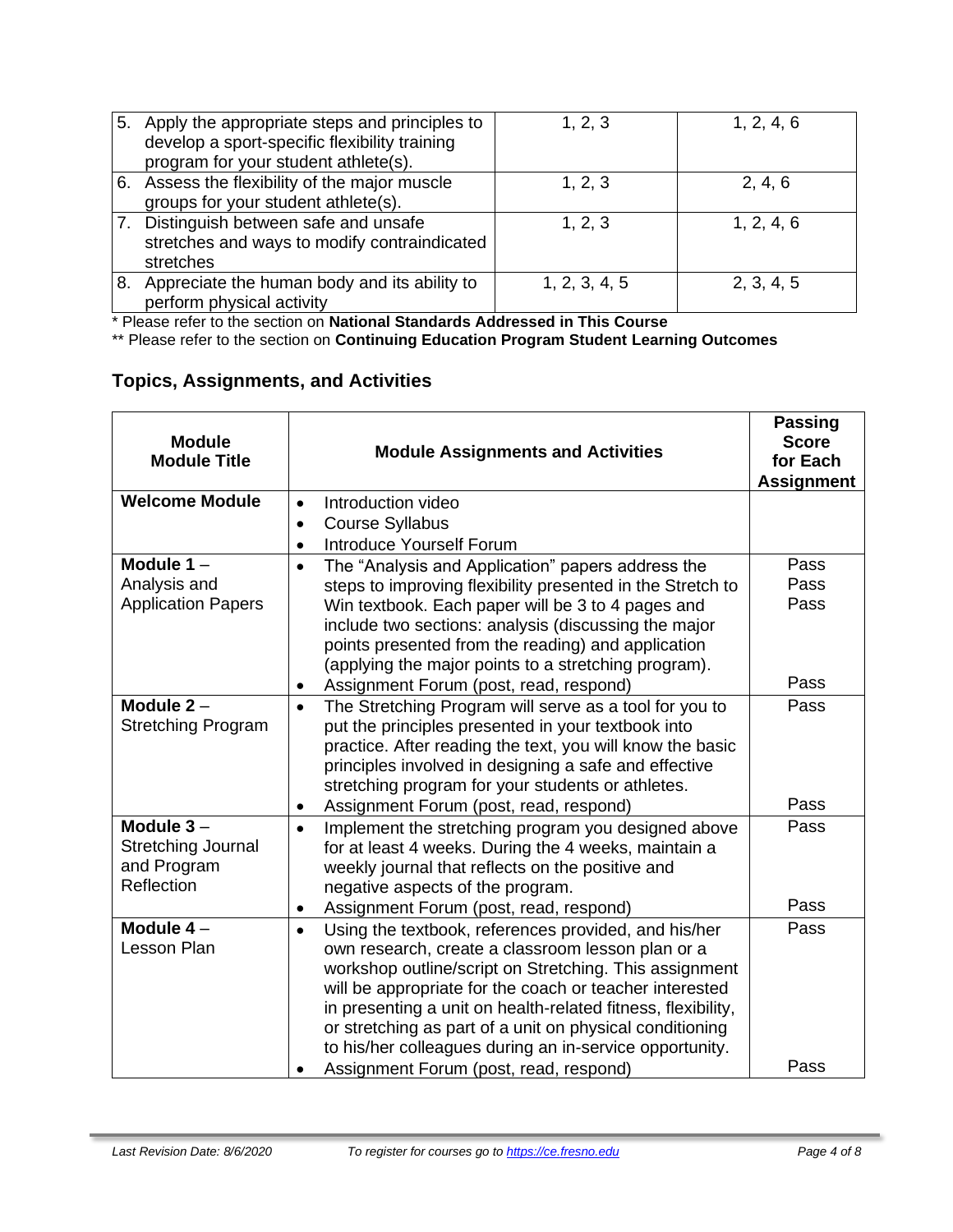| | | |
|---|---|---|
| 5. Apply the appropriate steps and principles to develop a sport-specific flexibility training program for your student athlete(s). | 1, 2, 3 | 1, 2, 4, 6 |
| 6. Assess the flexibility of the major muscle groups for your student athlete(s). | 1, 2, 3 | 2, 4, 6 |
| 7. Distinguish between safe and unsafe stretches and ways to modify contraindicated stretches | 1, 2, 3 | 1, 2, 4, 6 |
| 8. Appreciate the human body and its ability to perform physical activity | 1, 2, 3, 4, 5 | 2, 3, 4, 5 |

\* Please refer to the section on **National Standards Addressed in This Course**

\*\* Please refer to the section on **Continuing Education Program Student Learning Outcomes**

## Topics, Assignments, and Activities

| Module Module Title | Module Assignments and Activities | Passing Score for Each Assignment |
|---|---|---|
| **Welcome Module** | • Introduction video<br>• Course Syllabus<br>• Introduce Yourself Forum | |
| **Module 1** – Analysis and Application Papers | • The "Analysis and Application" papers address the steps to improving flexibility presented in the Stretch to Win textbook. Each paper will be 3 to 4 pages and include two sections: analysis (discussing the major points presented from the reading) and application (applying the major points to a stretching program).<br>• Assignment Forum (post, read, respond) | Pass<br>Pass<br>Pass<br><br>Pass |
| **Module 2** – Stretching Program | • The Stretching Program will serve as a tool for you to put the principles presented in your textbook into practice. After reading the text, you will know the basic principles involved in designing a safe and effective stretching program for your students or athletes.<br>• Assignment Forum (post, read, respond) | Pass<br><br>Pass |
| **Module 3** – Stretching Journal and Program Reflection | • Implement the stretching program you designed above for at least 4 weeks. During the 4 weeks, maintain a weekly journal that reflects on the positive and negative aspects of the program.<br>• Assignment Forum (post, read, respond) | Pass<br><br>Pass |
| **Module 4** – Lesson Plan | • Using the textbook, references provided, and his/her own research, create a classroom lesson plan or a workshop outline/script on Stretching. This assignment will be appropriate for the coach or teacher interested in presenting a unit on health-related fitness, flexibility, or stretching as part of a unit on physical conditioning to his/her colleagues during an in-service opportunity.<br>• Assignment Forum (post, read, respond) | Pass<br><br>Pass |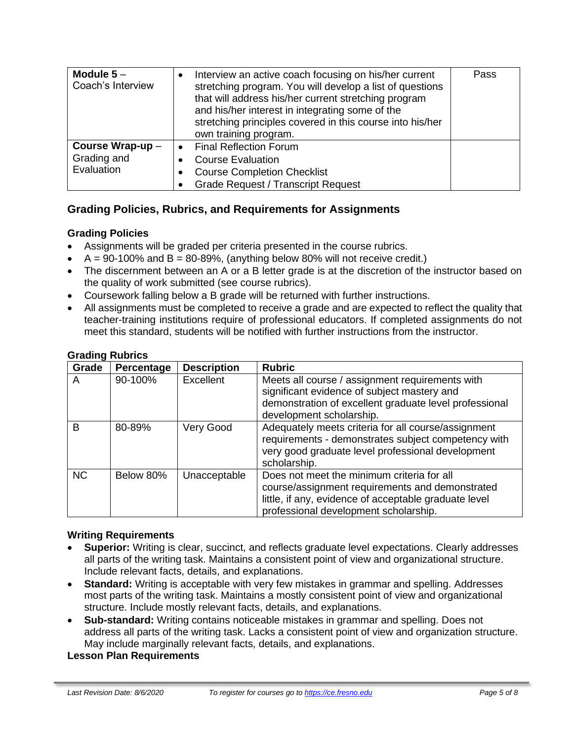| | | |
|---|---|---|
| **Module 5** – Coach's Interview | • Interview an active coach focusing on his/her current stretching program. You will develop a list of questions that will address his/her current stretching program and his/her interest in integrating some of the stretching principles covered in this course into his/her own training program. | Pass |
| **Course Wrap-up** – Grading and Evaluation | • Final Reflection Forum<br>• Course Evaluation<br>• Course Completion Checklist<br>• Grade Request / Transcript Request | |

## Grading Policies, Rubrics, and Requirements for Assignments

### Grading Policies

- Assignments will be graded per criteria presented in the course rubrics.
- A = 90-100% and B = 80-89%, (anything below 80% will not receive credit.)
- The discernment between an A or a B letter grade is at the discretion of the instructor based on the quality of work submitted (see course rubrics).
- Coursework falling below a B grade will be returned with further instructions.
- All assignments must be completed to receive a grade and are expected to reflect the quality that teacher-training institutions require of professional educators. If completed assignments do not meet this standard, students will be notified with further instructions from the instructor.

### Grading Rubrics

| Grade | Percentage | Description | Rubric |
|---|---|---|---|
| A | 90-100% | Excellent | Meets all course / assignment requirements with significant evidence of subject mastery and demonstration of excellent graduate level professional development scholarship. |
| B | 80-89% | Very Good | Adequately meets criteria for all course/assignment requirements - demonstrates subject competency with very good graduate level professional development scholarship. |
| NC | Below 80% | Unacceptable | Does not meet the minimum criteria for all course/assignment requirements and demonstrated little, if any, evidence of acceptable graduate level professional development scholarship. |

### Writing Requirements

- **Superior:** Writing is clear, succinct, and reflects graduate level expectations. Clearly addresses all parts of the writing task. Maintains a consistent point of view and organizational structure. Include relevant facts, details, and explanations.
- **Standard:** Writing is acceptable with very few mistakes in grammar and spelling. Addresses most parts of the writing task. Maintains a mostly consistent point of view and organizational structure. Include mostly relevant facts, details, and explanations.
- **Sub-standard:** Writing contains noticeable mistakes in grammar and spelling. Does not address all parts of the writing task. Lacks a consistent point of view and organization structure. May include marginally relevant facts, details, and explanations.

### Lesson Plan Requirements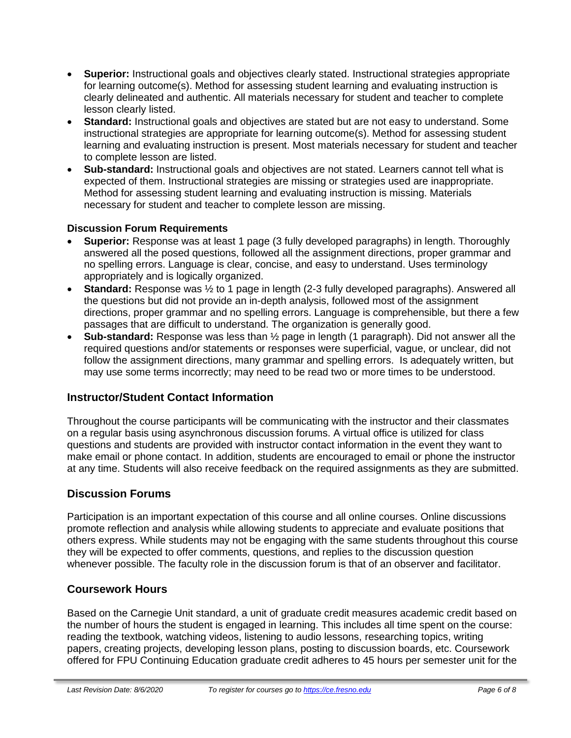- **Superior:** Instructional goals and objectives clearly stated. Instructional strategies appropriate for learning outcome(s). Method for assessing student learning and evaluating instruction is clearly delineated and authentic. All materials necessary for student and teacher to complete lesson clearly listed.
- **Standard:** Instructional goals and objectives are stated but are not easy to understand. Some instructional strategies are appropriate for learning outcome(s). Method for assessing student learning and evaluating instruction is present. Most materials necessary for student and teacher to complete lesson are listed.
- **Sub-standard:** Instructional goals and objectives are not stated. Learners cannot tell what is expected of them. Instructional strategies are missing or strategies used are inappropriate. Method for assessing student learning and evaluating instruction is missing. Materials necessary for student and teacher to complete lesson are missing.

**Discussion Forum Requirements**

- **Superior:** Response was at least 1 page (3 fully developed paragraphs) in length. Thoroughly answered all the posed questions, followed all the assignment directions, proper grammar and no spelling errors. Language is clear, concise, and easy to understand. Uses terminology appropriately and is logically organized.
- **Standard:** Response was ½ to 1 page in length (2-3 fully developed paragraphs). Answered all the questions but did not provide an in-depth analysis, followed most of the assignment directions, proper grammar and no spelling errors. Language is comprehensible, but there a few passages that are difficult to understand. The organization is generally good.
- **Sub-standard:** Response was less than ½ page in length (1 paragraph). Did not answer all the required questions and/or statements or responses were superficial, vague, or unclear, did not follow the assignment directions, many grammar and spelling errors. Is adequately written, but may use some terms incorrectly; may need to be read two or more times to be understood.

## Instructor/Student Contact Information

Throughout the course participants will be communicating with the instructor and their classmates on a regular basis using asynchronous discussion forums. A virtual office is utilized for class questions and students are provided with instructor contact information in the event they want to make email or phone contact. In addition, students are encouraged to email or phone the instructor at any time. Students will also receive feedback on the required assignments as they are submitted.

## Discussion Forums

Participation is an important expectation of this course and all online courses. Online discussions promote reflection and analysis while allowing students to appreciate and evaluate positions that others express. While students may not be engaging with the same students throughout this course they will be expected to offer comments, questions, and replies to the discussion question whenever possible. The faculty role in the discussion forum is that of an observer and facilitator.

## Coursework Hours

Based on the Carnegie Unit standard, a unit of graduate credit measures academic credit based on the number of hours the student is engaged in learning. This includes all time spent on the course: reading the textbook, watching videos, listening to audio lessons, researching topics, writing papers, creating projects, developing lesson plans, posting to discussion boards, etc. Coursework offered for FPU Continuing Education graduate credit adheres to 45 hours per semester unit for the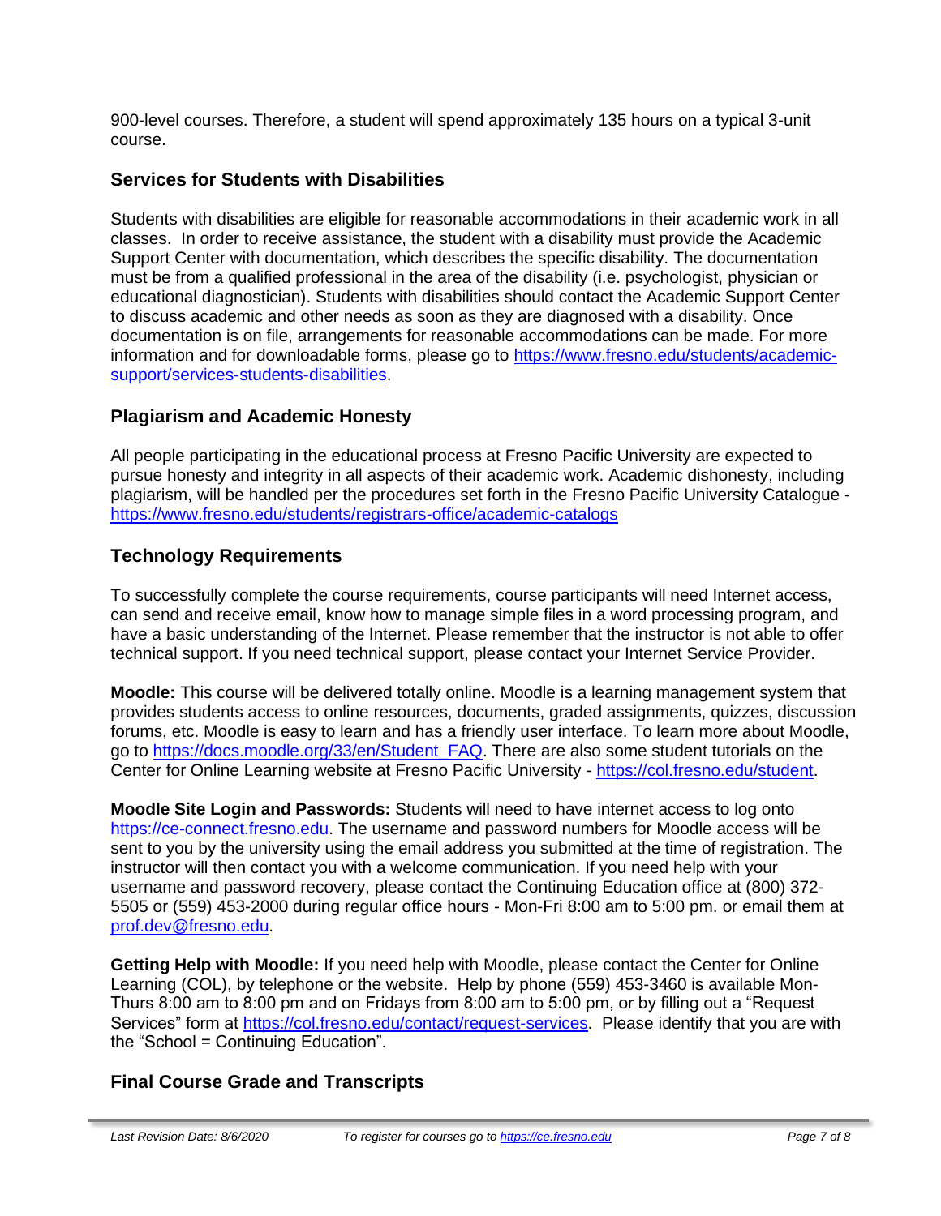900-level courses. Therefore, a student will spend approximately 135 hours on a typical 3-unit course.

## Services for Students with Disabilities

Students with disabilities are eligible for reasonable accommodations in their academic work in all classes. In order to receive assistance, the student with a disability must provide the Academic Support Center with documentation, which describes the specific disability. The documentation must be from a qualified professional in the area of the disability (i.e. psychologist, physician or educational diagnostician). Students with disabilities should contact the Academic Support Center to discuss academic and other needs as soon as they are diagnosed with a disability. Once documentation is on file, arrangements for reasonable accommodations can be made. For more information and for downloadable forms, please go to [https://www.fresno.edu/students/academic-support/services-students-disabilities](https://www.fresno.edu/students/academic-support/services-students-disabilities).

## Plagiarism and Academic Honesty

All people participating in the educational process at Fresno Pacific University are expected to pursue honesty and integrity in all aspects of their academic work. Academic dishonesty, including plagiarism, will be handled per the procedures set forth in the Fresno Pacific University Catalogue - [https://www.fresno.edu/students/registrars-office/academic-catalogs](https://www.fresno.edu/students/registrars-office/academic-catalogs)

## Technology Requirements

To successfully complete the course requirements, course participants will need Internet access, can send and receive email, know how to manage simple files in a word processing program, and have a basic understanding of the Internet. Please remember that the instructor is not able to offer technical support. If you need technical support, please contact your Internet Service Provider.

**Moodle:** This course will be delivered totally online. Moodle is a learning management system that provides students access to online resources, documents, graded assignments, quizzes, discussion forums, etc. Moodle is easy to learn and has a friendly user interface. To learn more about Moodle, go to [https://docs.moodle.org/33/en/Student_FAQ](https://docs.moodle.org/33/en/Student_FAQ). There are also some student tutorials on the Center for Online Learning website at Fresno Pacific University - [https://col.fresno.edu/student](https://col.fresno.edu/student).

**Moodle Site Login and Passwords:** Students will need to have internet access to log onto [https://ce-connect.fresno.edu](https://ce-connect.fresno.edu). The username and password numbers for Moodle access will be sent to you by the university using the email address you submitted at the time of registration. The instructor will then contact you with a welcome communication. If you need help with your username and password recovery, please contact the Continuing Education office at (800) 372-5505 or (559) 453-2000 during regular office hours - Mon-Fri 8:00 am to 5:00 pm. or email them at [prof.dev@fresno.edu](mailto:prof.dev@fresno.edu).

**Getting Help with Moodle:** If you need help with Moodle, please contact the Center for Online Learning (COL), by telephone or the website. Help by phone (559) 453-3460 is available Mon-Thurs 8:00 am to 8:00 pm and on Fridays from 8:00 am to 5:00 pm, or by filling out a "Request Services" form at [https://col.fresno.edu/contact/request-services](https://col.fresno.edu/contact/request-services). Please identify that you are with the "School = Continuing Education".

## Final Course Grade and Transcripts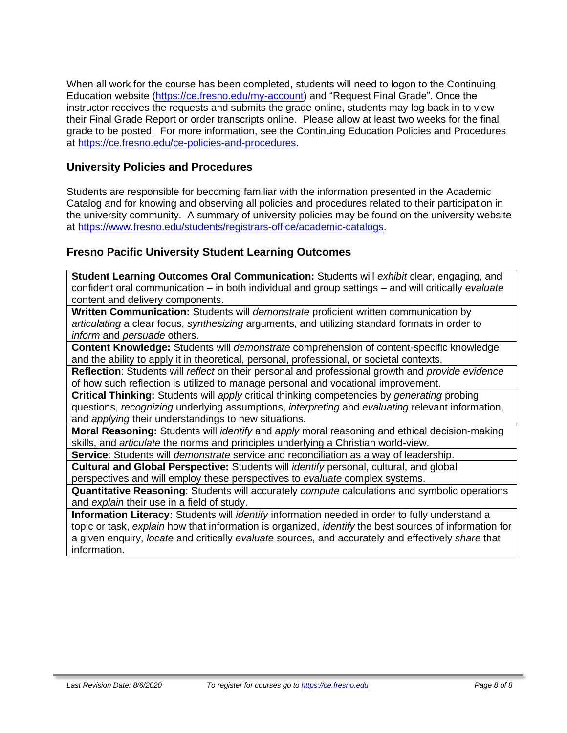When all work for the course has been completed, students will need to logon to the Continuing Education website (https://ce.fresno.edu/my-account) and "Request Final Grade". Once the instructor receives the requests and submits the grade online, students may log back in to view their Final Grade Report or order transcripts online. Please allow at least two weeks for the final grade to be posted. For more information, see the Continuing Education Policies and Procedures at https://ce.fresno.edu/ce-policies-and-procedures.

## University Policies and Procedures

Students are responsible for becoming familiar with the information presented in the Academic Catalog and for knowing and observing all policies and procedures related to their participation in the university community. A summary of university policies may be found on the university website at https://www.fresno.edu/students/registrars-office/academic-catalogs.

## Fresno Pacific University Student Learning Outcomes

| |
|---|
| **Student Learning Outcomes Oral Communication:** Students will *exhibit* clear, engaging, and confident oral communication – in both individual and group settings – and will critically *evaluate* content and delivery components. |
| **Written Communication:** Students will *demonstrate* proficient written communication by *articulating* a clear focus, *synthesizing* arguments, and utilizing standard formats in order to *inform* and *persuade* others. |
| **Content Knowledge:** Students will *demonstrate* comprehension of content-specific knowledge and the ability to apply it in theoretical, personal, professional, or societal contexts. |
| **Reflection**: Students will *reflect* on their personal and professional growth and *provide evidence* of how such reflection is utilized to manage personal and vocational improvement. |
| **Critical Thinking:** Students will *apply* critical thinking competencies by *generating* probing questions, *recognizing* underlying assumptions, *interpreting* and *evaluating* relevant information, and *applying* their understandings to new situations. |
| **Moral Reasoning:** Students will *identify* and *apply* moral reasoning and ethical decision-making skills, and *articulate* the norms and principles underlying a Christian world-view. |
| **Service**: Students will *demonstrate* service and reconciliation as a way of leadership. |
| **Cultural and Global Perspective:** Students will *identify* personal, cultural, and global perspectives and will employ these perspectives to *evaluate* complex systems. |
| **Quantitative Reasoning**: Students will accurately *compute* calculations and symbolic operations and *explain* their use in a field of study. |
| **Information Literacy:** Students will *identify* information needed in order to fully understand a topic or task, *explain* how that information is organized, *identify* the best sources of information for a given enquiry, *locate* and critically *evaluate* sources, and accurately and effectively *share* that information. |